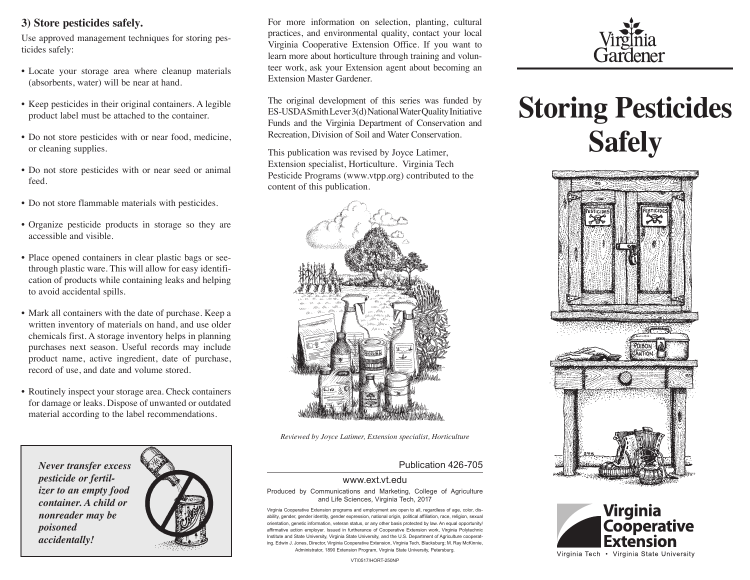### 3) Store pesticides safely.

Use approved management techniques for storing pesticides safely:

- Locate your storage area where cleanup materials (absorbents, water) will be near at hand.
- Keep pesticides in their original containers. A legible product label must be attached to the container.
- Do not store pesticides with or near food, medicine, or cleaning supplies.
- Do not store pesticides with or near seed or animal feed.
- Do not store flammable materials with pesticides.
- Organize pesticide products in storage so they are accessible and visible.
- Place opened containers in clear plastic bags or see-through plastic ware. This will allow for easy identification of products while containing leaks and helping to avoid accidental spills.
- Mark all containers with the date of purchase. Keep a written inventory of materials on hand, and use older chemicals first. A storage inventory helps in planning purchases next season. Useful records may include product name, active ingredient, date of purchase, record of use, and date and volume stored.
- Routinely inspect your storage area. Check containers for damage or leaks. Dispose of unwanted or outdated material according to the label recommendations.

***Never transfer excess pesticide or fertilizer to an empty food container. A child or nonreader may be poisoned accidentally!***

For more information on selection, planting, cultural practices, and environmental quality, contact your local Virginia Cooperative Extension Office. If you want to learn more about horticulture through training and volunteer work, ask your Extension agent about becoming an Extension Master Gardener.

The original development of this series was funded by ES-USDA Smith Lever 3(d) National Water Quality Initiative Funds and the Virginia Department of Conservation and Recreation, Division of Soil and Water Conservation.

This publication was revised by Joyce Latimer, Extension specialist, Horticulture. Virginia Tech Pesticide Programs (www.vtpp.org) contributed to the content of this publication.

*Reviewed by Joyce Latimer, Extension specialist, Horticulture*

Publication 426-705

www.ext.vt.edu

Produced by Communications and Marketing, College of Agriculture and Life Sciences, Virginia Tech, 2017

Virginia Cooperative Extension programs and employment are open to all, regardless of age, color, disability, gender, gender identity, gender expression, national origin, political affiliation, race, religion, sexual orientation, genetic information, veteran status, or any other basis protected by law. An equal opportunity/affirmative action employer. Issued in furtherance of Cooperative Extension work, Virginia Polytechnic Institute and State University, Virginia State University, and the U.S. Department of Agriculture cooperating. Edwin J. Jones, Director, Virginia Cooperative Extension, Virginia Tech, Blacksburg; M. Ray McKinnie, Administrator, 1890 Extension Program, Virginia State University, Petersburg.

VT/0517/HORT-250NP

Virginia Gardener

# Storing Pesticides Safely

Virginia Cooperative Extension

Virginia Tech • Virginia State University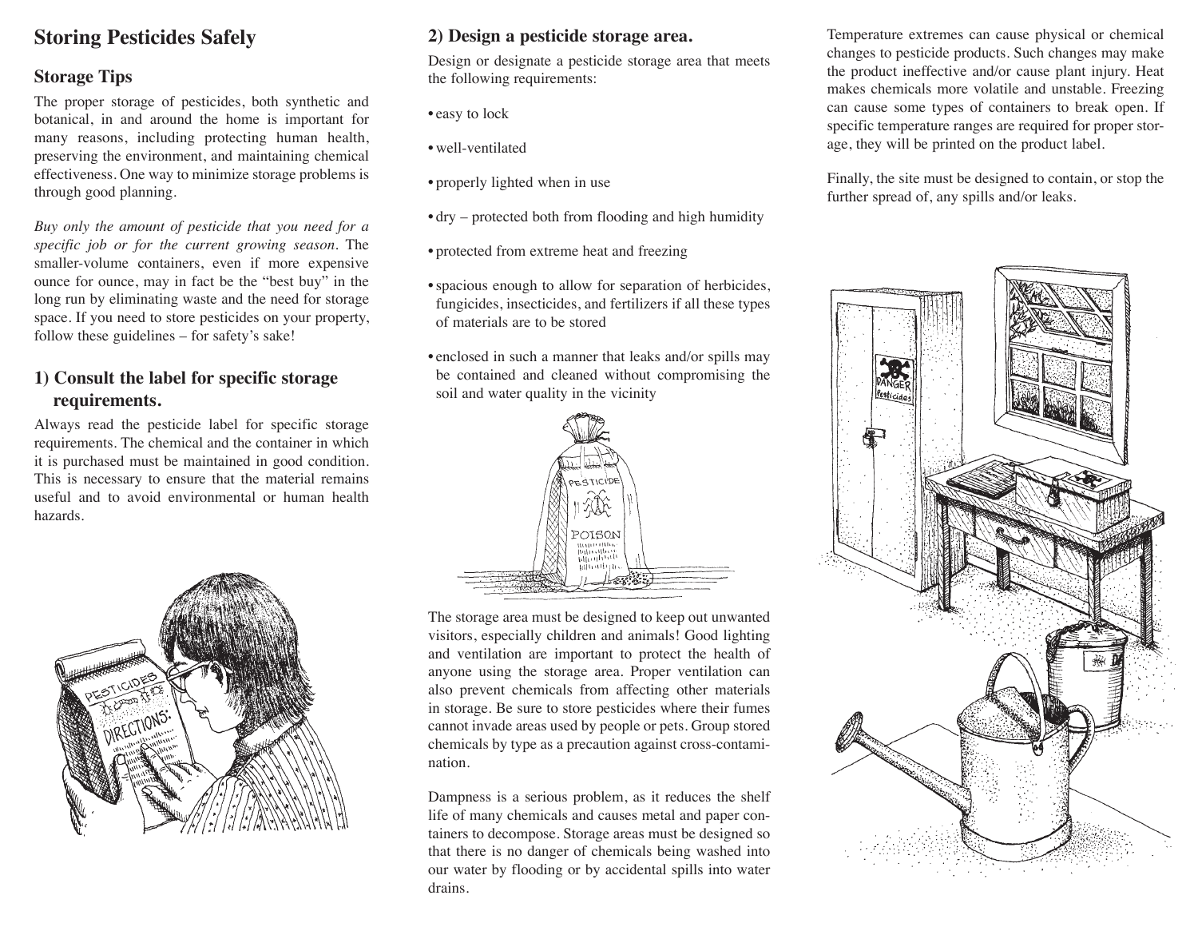# Storing Pesticides Safely

## Storage Tips

The proper storage of pesticides, both synthetic and botanical, in and around the home is important for many reasons, including protecting human health, preserving the environment, and maintaining chemical effectiveness. One way to minimize storage problems is through good planning.

*Buy only the amount of pesticide that you need for a specific job or for the current growing season.* The smaller-volume containers, even if more expensive ounce for ounce, may in fact be the "best buy" in the long run by eliminating waste and the need for storage space. If you need to store pesticides on your property, follow these guidelines – for safety's sake!

### 1) Consult the label for specific storage requirements.

Always read the pesticide label for specific storage requirements. The chemical and the container in which it is purchased must be maintained in good condition. This is necessary to ensure that the material remains useful and to avoid environmental or human health hazards.

### 2) Design a pesticide storage area.

Design or designate a pesticide storage area that meets the following requirements:

- easy to lock
- well-ventilated
- properly lighted when in use
- dry – protected both from flooding and high humidity
- protected from extreme heat and freezing
- spacious enough to allow for separation of herbicides, fungicides, insecticides, and fertilizers if all these types of materials are to be stored
- enclosed in such a manner that leaks and/or spills may be contained and cleaned without compromising the soil and water quality in the vicinity

The storage area must be designed to keep out unwanted visitors, especially children and animals! Good lighting and ventilation are important to protect the health of anyone using the storage area. Proper ventilation can also prevent chemicals from affecting other materials in storage. Be sure to store pesticides where their fumes cannot invade areas used by people or pets. Group stored chemicals by type as a precaution against cross-contamination.

Dampness is a serious problem, as it reduces the shelf life of many chemicals and causes metal and paper containers to decompose. Storage areas must be designed so that there is no danger of chemicals being washed into our water by flooding or by accidental spills into water drains.

Temperature extremes can cause physical or chemical changes to pesticide products. Such changes may make the product ineffective and/or cause plant injury. Heat makes chemicals more volatile and unstable. Freezing can cause some types of containers to break open. If specific temperature ranges are required for proper storage, they will be printed on the product label.

Finally, the site must be designed to contain, or stop the further spread of, any spills and/or leaks.